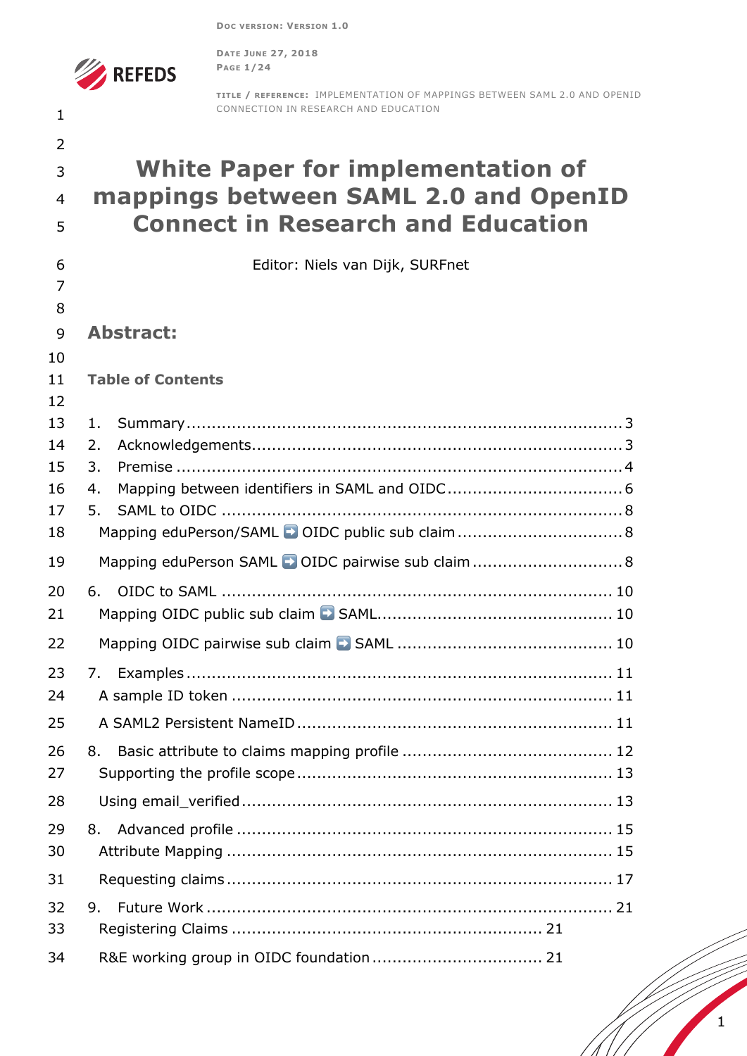# White Paper for implementation of mappings between SAML 2.0 and OpenID Connect in Research and Education

Editor: Niels van Dijk, SURFnet

## Abstract:

### Table of Contents

1. Summary ........ 3
2. Acknowledgements ........ 3
3. Premise ........ 4
4. Mapping between identifiers in SAML and OIDC ........ 6
5. SAML to OIDC ........ 8
   - Mapping eduPerson/SAML ➡️ OIDC public sub claim ........ 8
   - Mapping eduPerson SAML ➡️ OIDC pairwise sub claim ........ 8
6. OIDC to SAML ........ 10
   - Mapping OIDC public sub claim ➡️ SAML ........ 10
   - Mapping OIDC pairwise sub claim ➡️ SAML ........ 10
7. Examples ........ 11
   - A sample ID token ........ 11
   - A SAML2 Persistent NameID ........ 11
8. Basic attribute to claims mapping profile ........ 12
   - Supporting the profile scope ........ 13
   - Using email_verified ........ 13
8. Advanced profile ........ 15
   - Attribute Mapping ........ 15
   - Requesting claims ........ 17
9. Future Work ........ 21
   - Registering Claims ........ 21
   - R&E working group in OIDC foundation ........ 21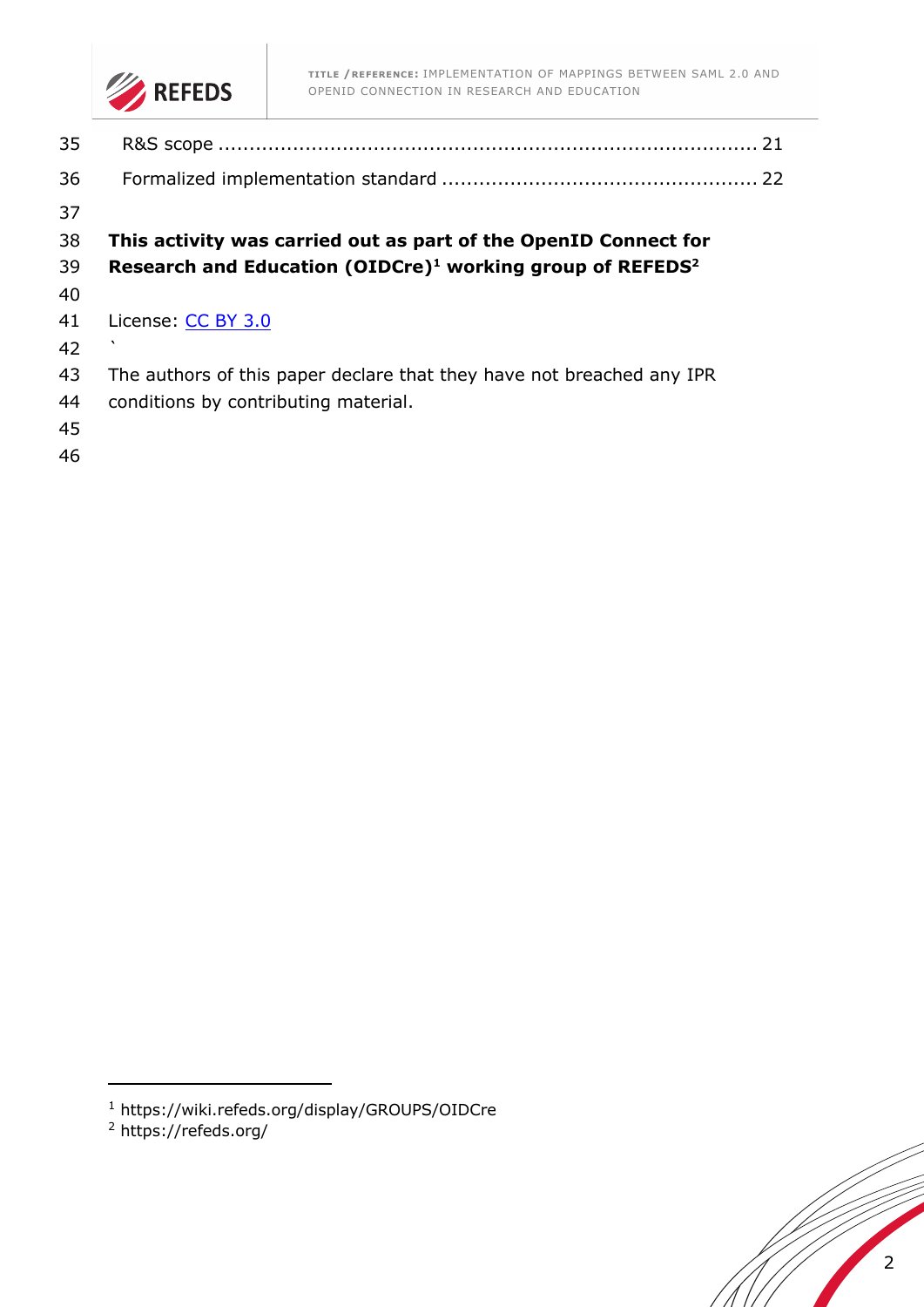R&S scope ........................................................................................ 21

Formalized implementation standard .................................................... 22

**This activity was carried out as part of the OpenID Connect for Research and Education (OIDCre)[1] working group of REFEDS[2]**

License: [CC BY 3.0](https://creativecommons.org/licenses/by/3.0/)

`

The authors of this paper declare that they have not breached any IPR conditions by contributing material.

[1] https://wiki.refeds.org/display/GROUPS/OIDCre

[2] https://refeds.org/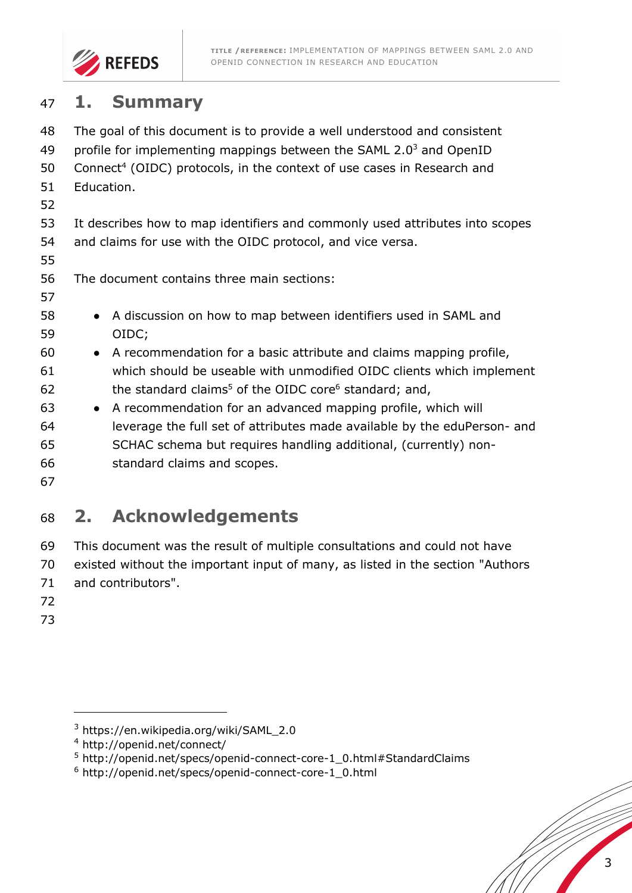# 1. Summary

The goal of this document is to provide a well understood and consistent profile for implementing mappings between the SAML 2.0[3] and OpenID Connect[4] (OIDC) protocols, in the context of use cases in Research and Education.

It describes how to map identifiers and commonly used attributes into scopes and claims for use with the OIDC protocol, and vice versa.

The document contains three main sections:

- A discussion on how to map between identifiers used in SAML and OIDC;
- A recommendation for a basic attribute and claims mapping profile, which should be useable with unmodified OIDC clients which implement the standard claims[5] of the OIDC core[6] standard; and,
- A recommendation for an advanced mapping profile, which will leverage the full set of attributes made available by the eduPerson- and SCHAC schema but requires handling additional, (currently) non-standard claims and scopes.

# 2. Acknowledgements

This document was the result of multiple consultations and could not have existed without the important input of many, as listed in the section "Authors and contributors".

---

[3] https://en.wikipedia.org/wiki/SAML_2.0

[4] http://openid.net/connect/

[5] http://openid.net/specs/openid-connect-core-1_0.html#StandardClaims

[6] http://openid.net/specs/openid-connect-core-1_0.html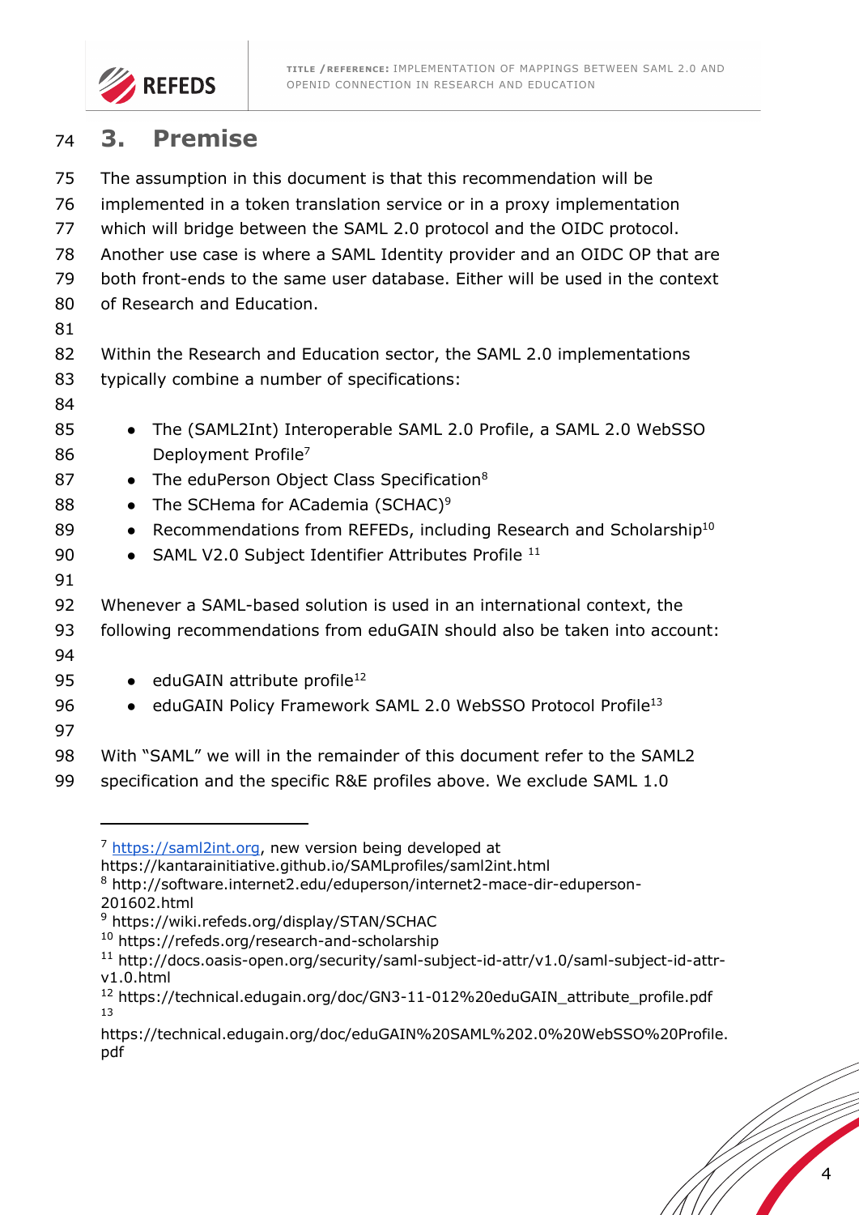# 3. Premise

The assumption in this document is that this recommendation will be implemented in a token translation service or in a proxy implementation which will bridge between the SAML 2.0 protocol and the OIDC protocol. Another use case is where a SAML Identity provider and an OIDC OP that are both front-ends to the same user database. Either will be used in the context of Research and Education.

Within the Research and Education sector, the SAML 2.0 implementations typically combine a number of specifications:

- The (SAML2Int) Interoperable SAML 2.0 Profile, a SAML 2.0 WebSSO Deployment Profile[7]
- The eduPerson Object Class Specification[8]
- The SCHema for ACademia (SCHAC)[9]
- Recommendations from REFEDs, including Research and Scholarship[10]
- SAML V2.0 Subject Identifier Attributes Profile [11]

Whenever a SAML-based solution is used in an international context, the following recommendations from eduGAIN should also be taken into account:

- eduGAIN attribute profile[12]
- eduGAIN Policy Framework SAML 2.0 WebSSO Protocol Profile[13]

With "SAML" we will in the remainder of this document refer to the SAML2 specification and the specific R&E profiles above. We exclude SAML 1.0

---

[7] https://saml2int.org, new version being developed at https://kantarainitiative.github.io/SAMLprofiles/saml2int.html

[8] http://software.internet2.edu/eduperson/internet2-mace-dir-eduperson-201602.html

[9] https://wiki.refeds.org/display/STAN/SCHAC

[10] https://refeds.org/research-and-scholarship

[11] http://docs.oasis-open.org/security/saml-subject-id-attr/v1.0/saml-subject-id-attr-v1.0.html

[12] https://technical.edugain.org/doc/GN3-11-012%20eduGAIN_attribute_profile.pdf

[13] https://technical.edugain.org/doc/eduGAIN%20SAML%202.0%20WebSSO%20Profile.pdf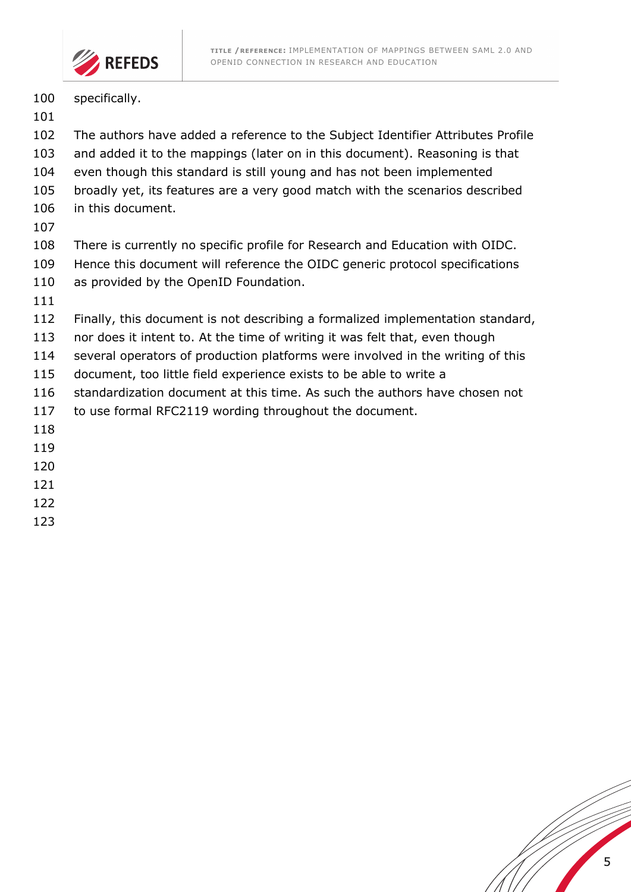specifically.

The authors have added a reference to the Subject Identifier Attributes Profile and added it to the mappings (later on in this document). Reasoning is that even though this standard is still young and has not been implemented broadly yet, its features are a very good match with the scenarios described in this document.

There is currently no specific profile for Research and Education with OIDC. Hence this document will reference the OIDC generic protocol specifications as provided by the OpenID Foundation.

Finally, this document is not describing a formalized implementation standard, nor does it intent to. At the time of writing it was felt that, even though several operators of production platforms were involved in the writing of this document, too little field experience exists to be able to write a standardization document at this time. As such the authors have chosen not to use formal RFC2119 wording throughout the document.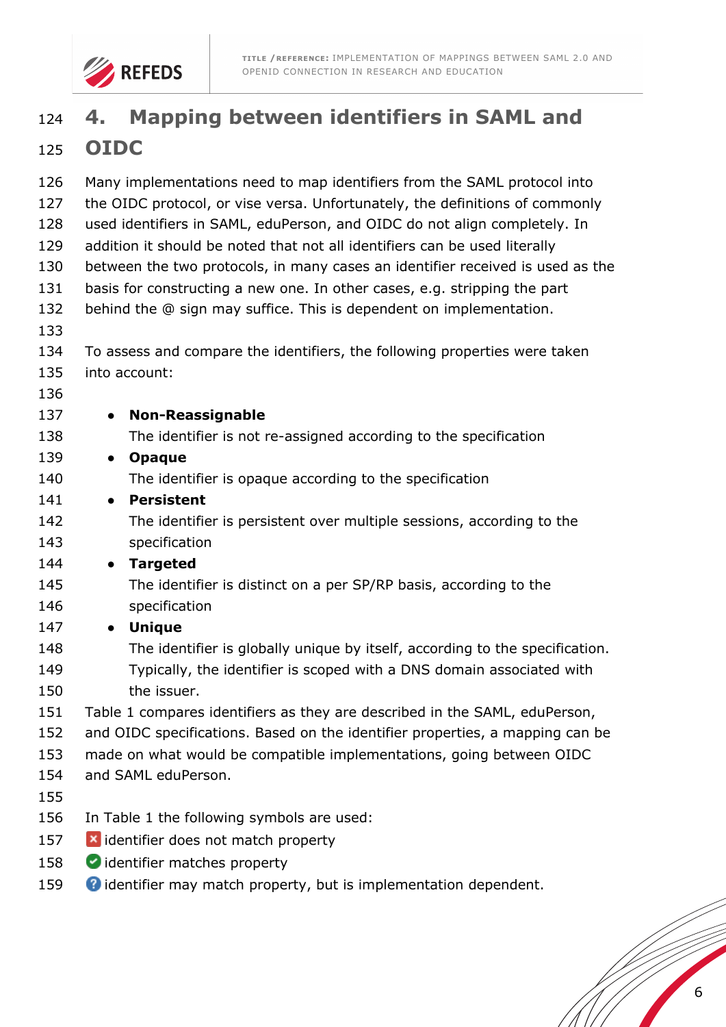# 4. Mapping between identifiers in SAML and OIDC

Many implementations need to map identifiers from the SAML protocol into the OIDC protocol, or vise versa. Unfortunately, the definitions of commonly used identifiers in SAML, eduPerson, and OIDC do not align completely. In addition it should be noted that not all identifiers can be used literally between the two protocols, in many cases an identifier received is used as the basis for constructing a new one. In other cases, e.g. stripping the part behind the @ sign may suffice. This is dependent on implementation.

To assess and compare the identifiers, the following properties were taken into account:

- **Non-Reassignable**
  The identifier is not re-assigned according to the specification
- **Opaque**
  The identifier is opaque according to the specification
- **Persistent**
  The identifier is persistent over multiple sessions, according to the specification
- **Targeted**
  The identifier is distinct on a per SP/RP basis, according to the specification
- **Unique**
  The identifier is globally unique by itself, according to the specification. Typically, the identifier is scoped with a DNS domain associated with the issuer.

Table 1 compares identifiers as they are described in the SAML, eduPerson, and OIDC specifications. Based on the identifier properties, a mapping can be made on what would be compatible implementations, going between OIDC and SAML eduPerson.

In Table 1 the following symbols are used:

❌ identifier does not match property
✅ identifier matches property
❓ identifier may match property, but is implementation dependent.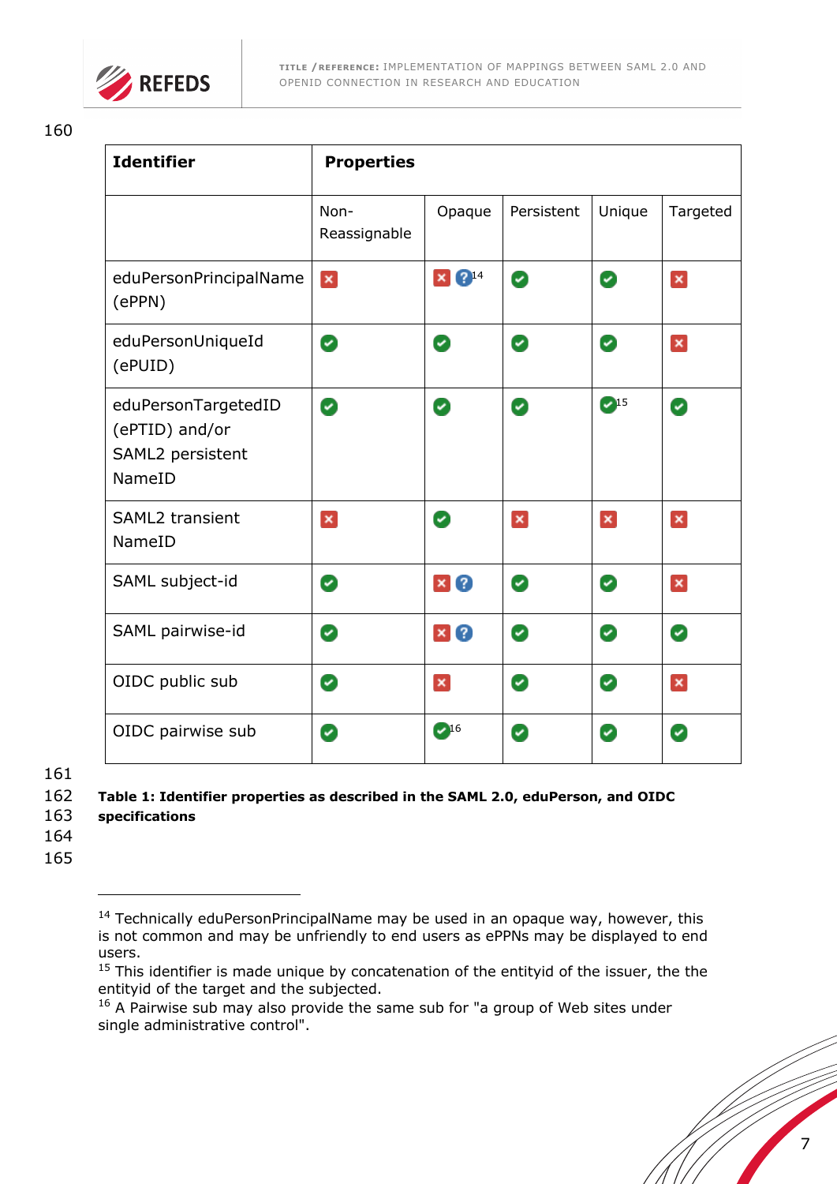| Identifier | Properties | | | | |
|---|---|---|---|---|---|
| | Non-Reassignable | Opaque | Persistent | Unique | Targeted |
| eduPersonPrincipalName (ePPN) | ✗ | ✗ ?[14] | ✓ | ✓ | ✗ |
| eduPersonUniqueId (ePUID) | ✓ | ✓ | ✓ | ✓ | ✗ |
| eduPersonTargetedID (ePTID) and/or SAML2 persistent NameID | ✓ | ✓ | ✓ | ✓[15] | ✓ |
| SAML2 transient NameID | ✗ | ✓ | ✗ | ✗ | ✗ |
| SAML subject-id | ✓ | ✗ ? | ✓ | ✓ | ✗ |
| SAML pairwise-id | ✓ | ✗ ? | ✓ | ✓ | ✓ |
| OIDC public sub | ✓ | ✗ | ✓ | ✓ | ✗ |
| OIDC pairwise sub | ✓ | ✓[16] | ✓ | ✓ | ✓ |

**Table 1: Identifier properties as described in the SAML 2.0, eduPerson, and OIDC specifications**

[14] Technically eduPersonPrincipalName may be used in an opaque way, however, this is not common and may be unfriendly to end users as ePPNs may be displayed to end users.

[15] This identifier is made unique by concatenation of the entityid of the issuer, the the entityid of the target and the subjected.

[16] A Pairwise sub may also provide the same sub for "a group of Web sites under single administrative control".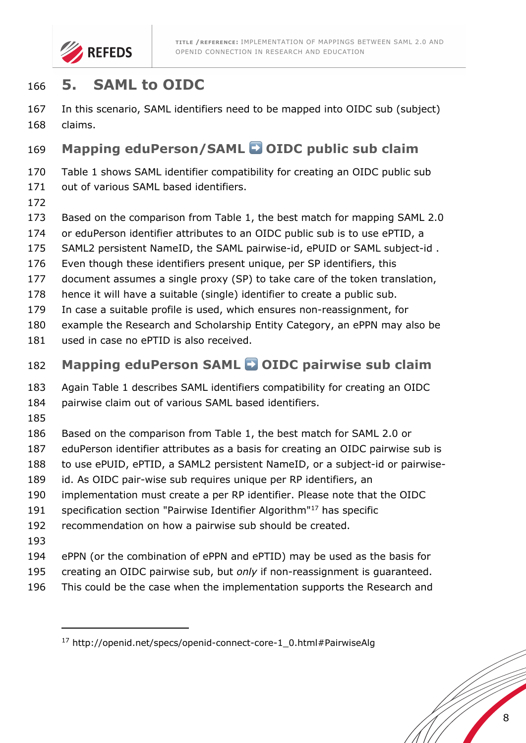# 5. SAML to OIDC

In this scenario, SAML identifiers need to be mapped into OIDC sub (subject) claims.

## Mapping eduPerson/SAML ➡ OIDC public sub claim

Table 1 shows SAML identifier compatibility for creating an OIDC public sub out of various SAML based identifiers.

Based on the comparison from Table 1, the best match for mapping SAML 2.0 or eduPerson identifier attributes to an OIDC public sub is to use ePTID, a SAML2 persistent NameID, the SAML pairwise-id, ePUID or SAML subject-id . Even though these identifiers present unique, per SP identifiers, this document assumes a single proxy (SP) to take care of the token translation, hence it will have a suitable (single) identifier to create a public sub. In case a suitable profile is used, which ensures non-reassignment, for example the Research and Scholarship Entity Category, an ePPN may also be used in case no ePTID is also received.

## Mapping eduPerson SAML ➡ OIDC pairwise sub claim

Again Table 1 describes SAML identifiers compatibility for creating an OIDC pairwise claim out of various SAML based identifiers.

Based on the comparison from Table 1, the best match for SAML 2.0 or eduPerson identifier attributes as a basis for creating an OIDC pairwise sub is to use ePUID, ePTID, a SAML2 persistent NameID, or a subject-id or pairwise-id. As OIDC pair-wise sub requires unique per RP identifiers, an implementation must create a per RP identifier. Please note that the OIDC specification section "Pairwise Identifier Algorithm"[17] has specific recommendation on how a pairwise sub should be created.

ePPN (or the combination of ePPN and ePTID) may be used as the basis for creating an OIDC pairwise sub, but *only* if non-reassignment is guaranteed. This could be the case when the implementation supports the Research and

---

[17] http://openid.net/specs/openid-connect-core-1_0.html#PairwiseAlg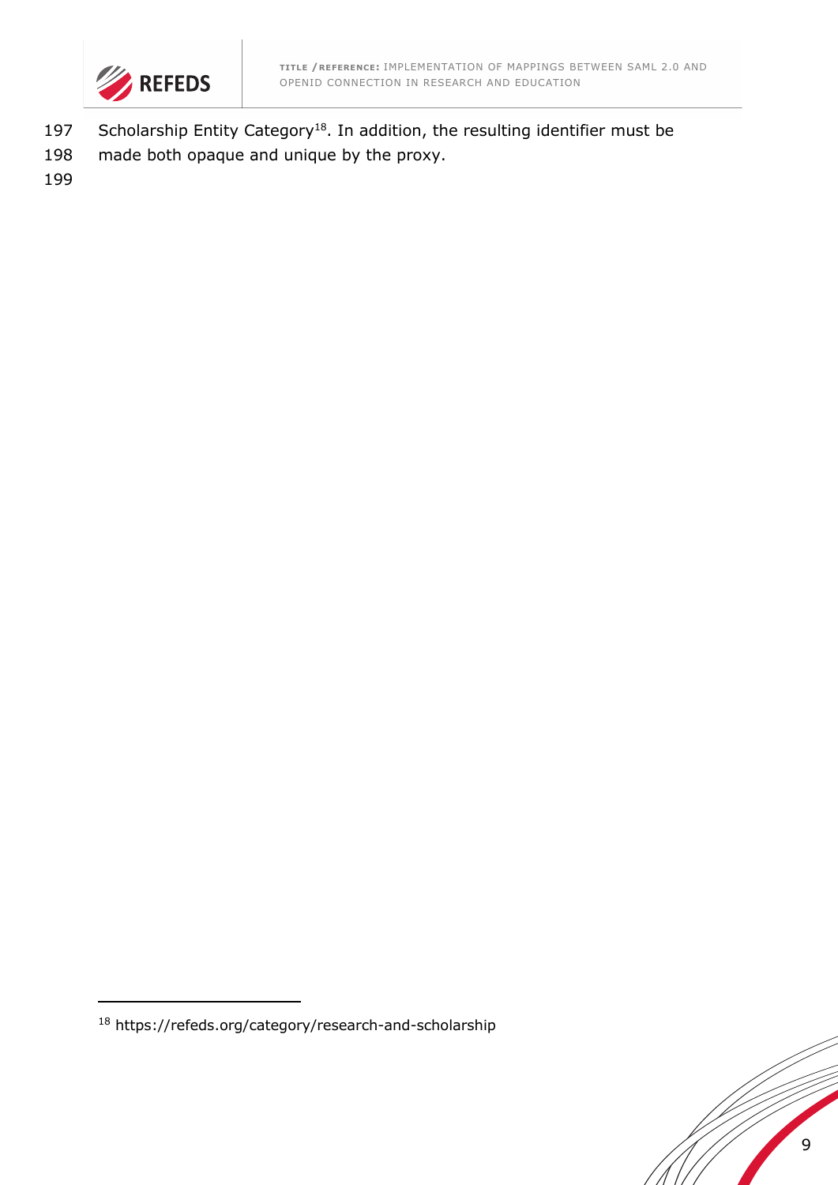Scholarship Entity Category[18]. In addition, the resulting identifier must be made both opaque and unique by the proxy.

[18] https://refeds.org/category/research-and-scholarship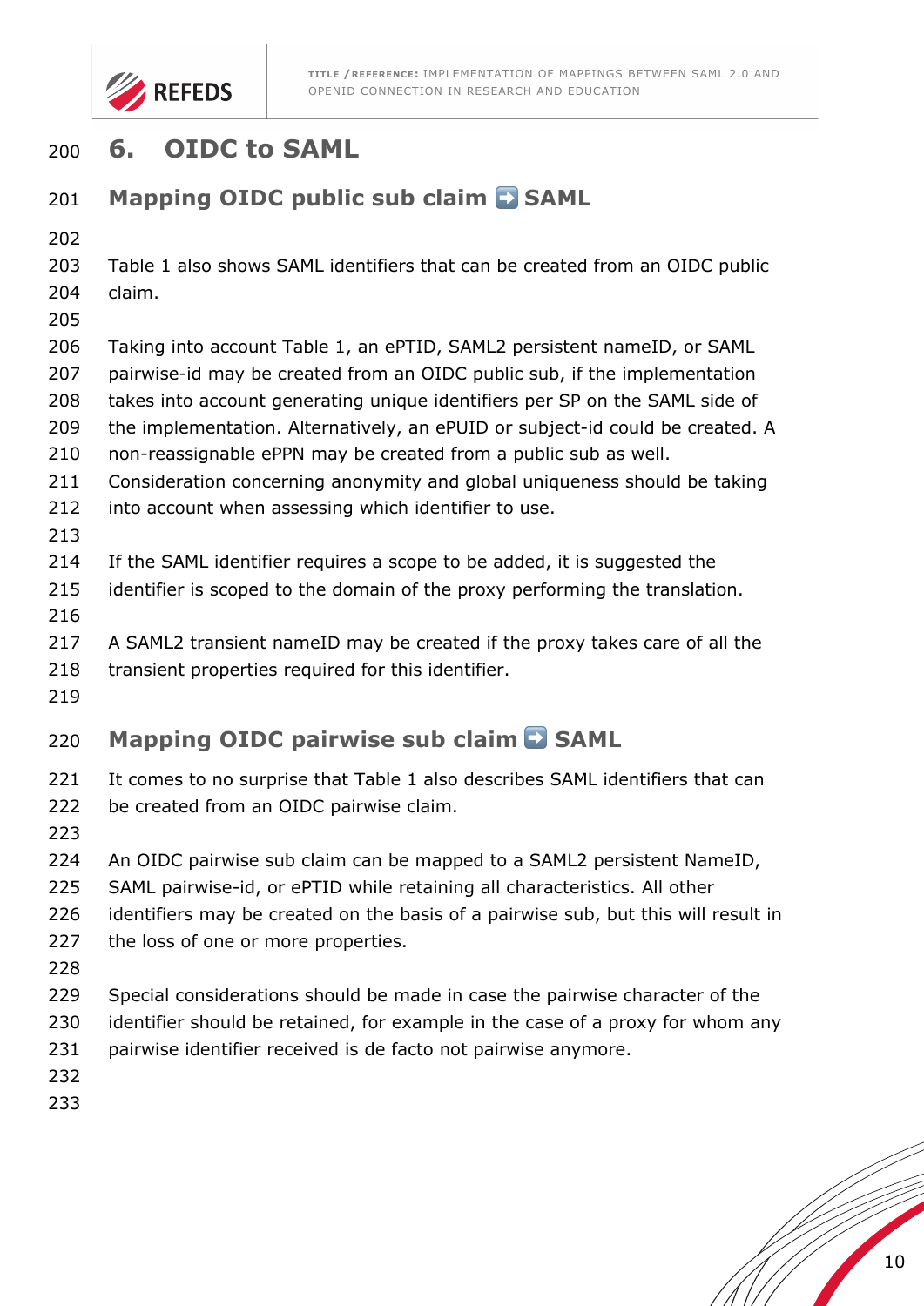# 6. OIDC to SAML

## Mapping OIDC public sub claim ➡️ SAML

Table 1 also shows SAML identifiers that can be created from an OIDC public claim.

Taking into account Table 1, an ePTID, SAML2 persistent nameID, or SAML pairwise-id may be created from an OIDC public sub, if the implementation takes into account generating unique identifiers per SP on the SAML side of the implementation. Alternatively, an ePUID or subject-id could be created. A non-reassignable ePPN may be created from a public sub as well. Consideration concerning anonymity and global uniqueness should be taking into account when assessing which identifier to use.

If the SAML identifier requires a scope to be added, it is suggested the identifier is scoped to the domain of the proxy performing the translation.

A SAML2 transient nameID may be created if the proxy takes care of all the transient properties required for this identifier.

## Mapping OIDC pairwise sub claim ➡️ SAML

It comes to no surprise that Table 1 also describes SAML identifiers that can be created from an OIDC pairwise claim.

An OIDC pairwise sub claim can be mapped to a SAML2 persistent NameID, SAML pairwise-id, or ePTID while retaining all characteristics. All other identifiers may be created on the basis of a pairwise sub, but this will result in the loss of one or more properties.

Special considerations should be made in case the pairwise character of the identifier should be retained, for example in the case of a proxy for whom any pairwise identifier received is de facto not pairwise anymore.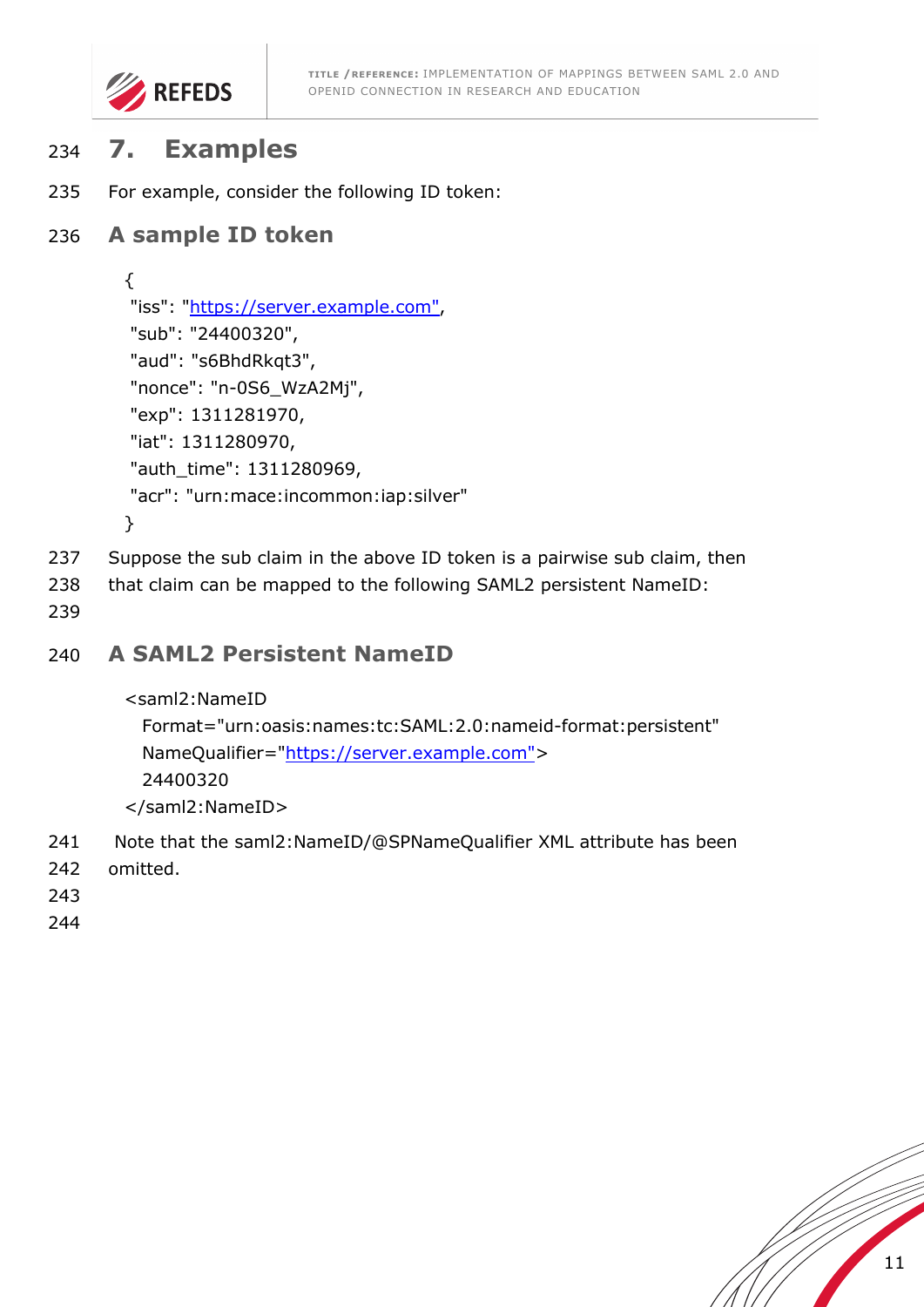# 7. Examples

For example, consider the following ID token:

### A sample ID token

```
{
 "iss": "https://server.example.com",
 "sub": "24400320",
 "aud": "s6BhdRkqt3",
 "nonce": "n-0S6_WzA2Mj",
 "exp": 1311281970,
 "iat": 1311280970,
 "auth_time": 1311280969,
 "acr": "urn:mace:incommon:iap:silver"
}
```

Suppose the sub claim in the above ID token is a pairwise sub claim, then that claim can be mapped to the following SAML2 persistent NameID:

### A SAML2 Persistent NameID

```
<saml2:NameID
  Format="urn:oasis:names:tc:SAML:2.0:nameid-format:persistent"
  NameQualifier="https://server.example.com">
  24400320
</saml2:NameID>
```

Note that the saml2:NameID/@SPNameQualifier XML attribute has been omitted.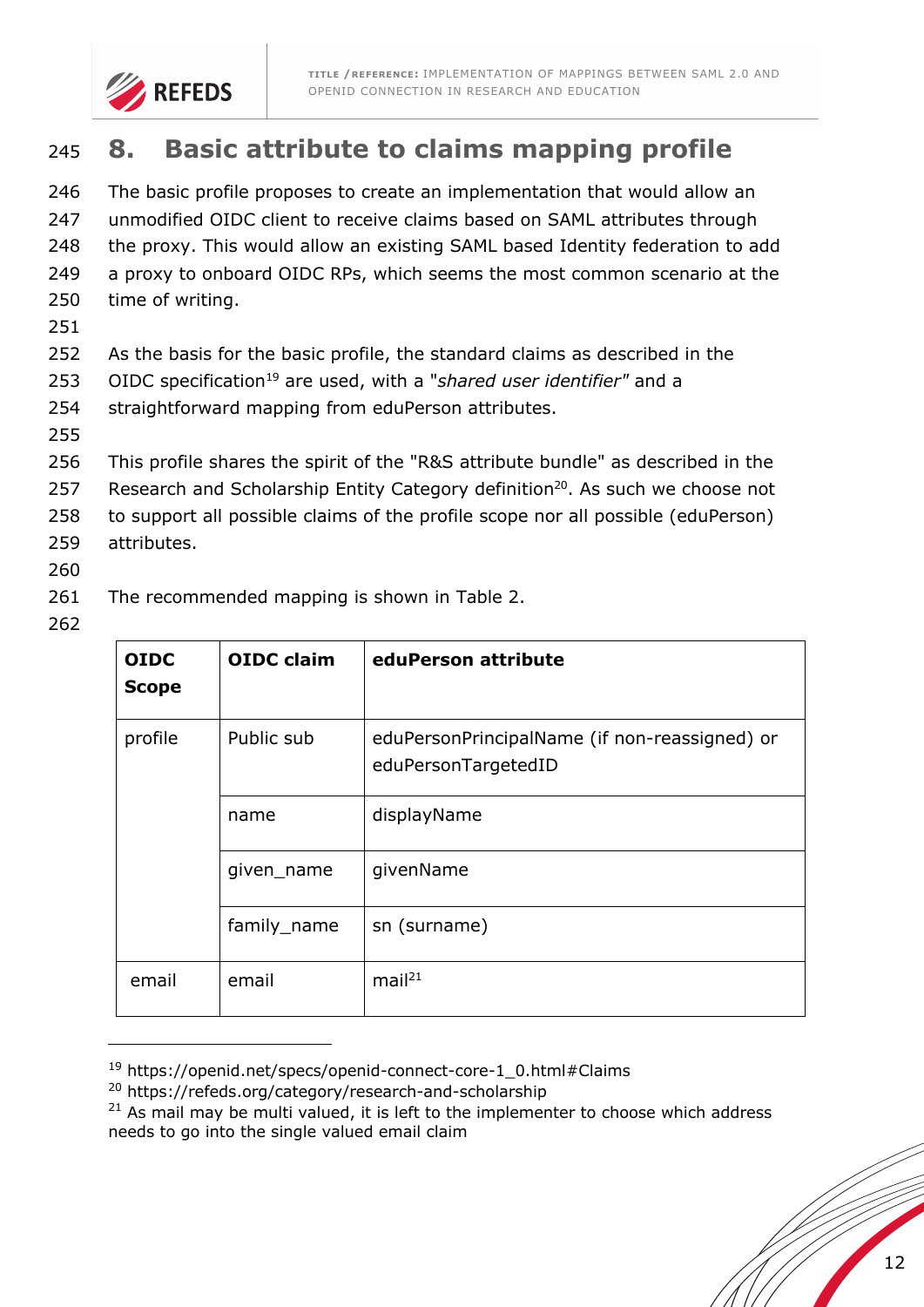# 8. Basic attribute to claims mapping profile

The basic profile proposes to create an implementation that would allow an unmodified OIDC client to receive claims based on SAML attributes through the proxy. This would allow an existing SAML based Identity federation to add a proxy to onboard OIDC RPs, which seems the most common scenario at the time of writing.

As the basis for the basic profile, the standard claims as described in the OIDC specification[19] are used, with a "*shared user identifier*" and a straightforward mapping from eduPerson attributes.

This profile shares the spirit of the "R&S attribute bundle" as described in the Research and Scholarship Entity Category definition[20]. As such we choose not to support all possible claims of the profile scope nor all possible (eduPerson) attributes.

The recommended mapping is shown in Table 2.

| OIDC Scope | OIDC claim | eduPerson attribute |
|---|---|---|
| profile | Public sub | eduPersonPrincipalName (if non-reassigned) or eduPersonTargetedID |
| | name | displayName |
| | given_name | givenName |
| | family_name | sn (surname) |
| email | email | mail[21] |

[19] https://openid.net/specs/openid-connect-core-1_0.html#Claims

[20] https://refeds.org/category/research-and-scholarship

[21] As mail may be multi valued, it is left to the implementer to choose which address needs to go into the single valued email claim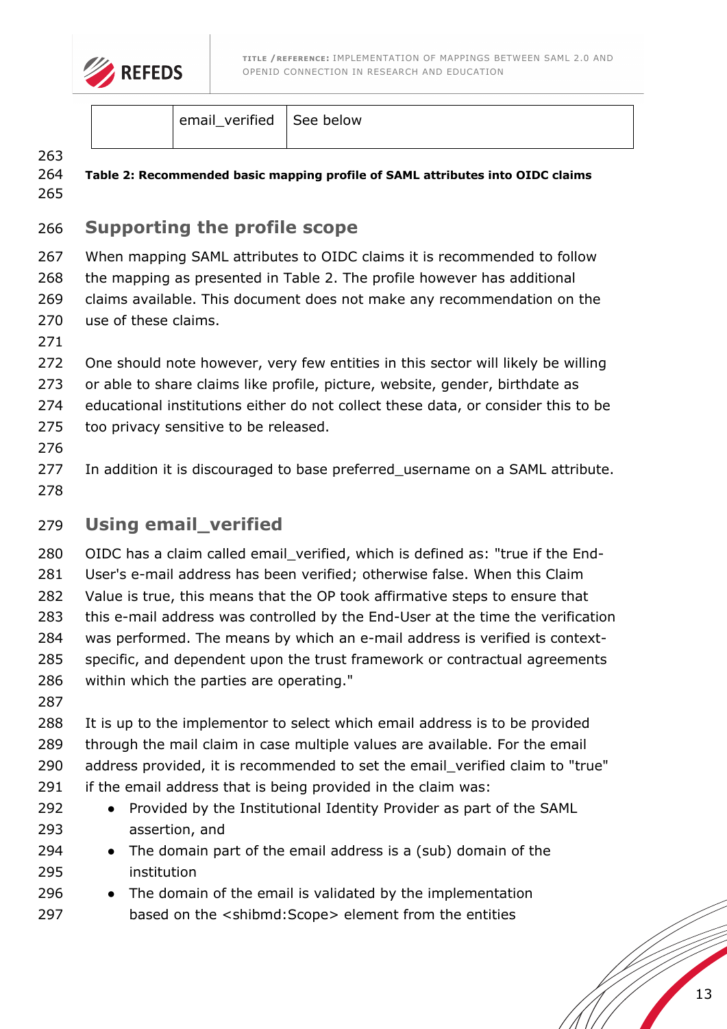|  | email_verified | See below |
|---|---|---|

**Table 2: Recommended basic mapping profile of SAML attributes into OIDC claims**

## Supporting the profile scope

When mapping SAML attributes to OIDC claims it is recommended to follow the mapping as presented in Table 2. The profile however has additional claims available. This document does not make any recommendation on the use of these claims.

One should note however, very few entities in this sector will likely be willing or able to share claims like profile, picture, website, gender, birthdate as educational institutions either do not collect these data, or consider this to be too privacy sensitive to be released.

In addition it is discouraged to base preferred_username on a SAML attribute.

## Using email_verified

OIDC has a claim called email_verified, which is defined as: "true if the End-User's e-mail address has been verified; otherwise false. When this Claim Value is true, this means that the OP took affirmative steps to ensure that this e-mail address was controlled by the End-User at the time the verification was performed. The means by which an e-mail address is verified is context-specific, and dependent upon the trust framework or contractual agreements within which the parties are operating."

It is up to the implementor to select which email address is to be provided through the mail claim in case multiple values are available. For the email address provided, it is recommended to set the email_verified claim to "true" if the email address that is being provided in the claim was:

- Provided by the Institutional Identity Provider as part of the SAML assertion, and
- The domain part of the email address is a (sub) domain of the institution
- The domain of the email is validated by the implementation based on the <shibmd:Scope> element from the entities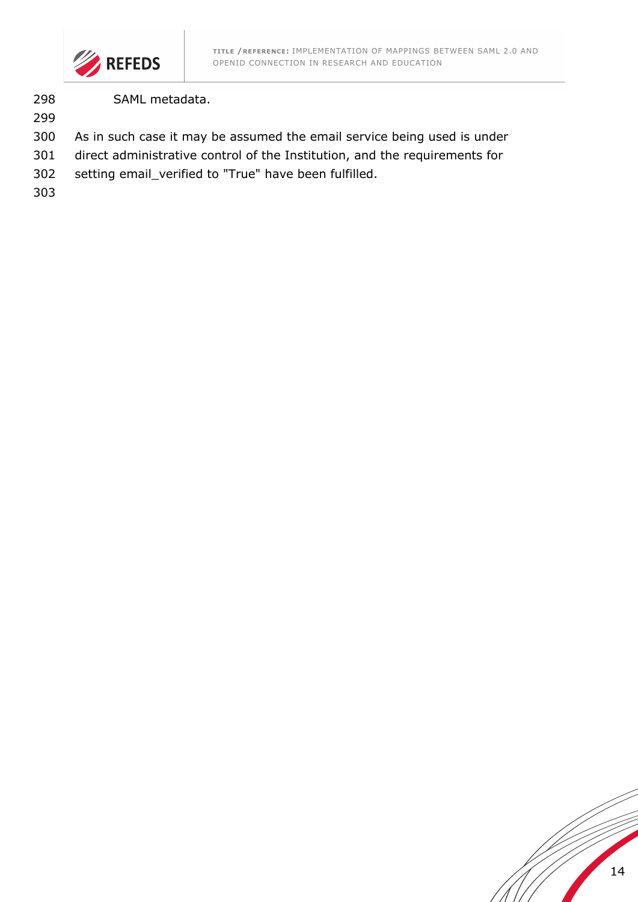SAML metadata.

As in such case it may be assumed the email service being used is under direct administrative control of the Institution, and the requirements for setting email_verified to "True" have been fulfilled.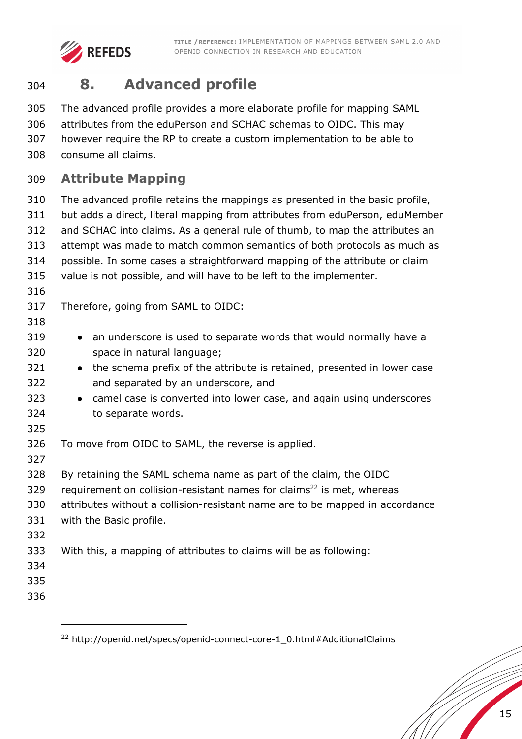# 8. Advanced profile

The advanced profile provides a more elaborate profile for mapping SAML attributes from the eduPerson and SCHAC schemas to OIDC. This may however require the RP to create a custom implementation to be able to consume all claims.

## Attribute Mapping

The advanced profile retains the mappings as presented in the basic profile, but adds a direct, literal mapping from attributes from eduPerson, eduMember and SCHAC into claims. As a general rule of thumb, to map the attributes an attempt was made to match common semantics of both protocols as much as possible. In some cases a straightforward mapping of the attribute or claim value is not possible, and will have to be left to the implementer.

Therefore, going from SAML to OIDC:

- an underscore is used to separate words that would normally have a space in natural language;
- the schema prefix of the attribute is retained, presented in lower case and separated by an underscore, and
- camel case is converted into lower case, and again using underscores to separate words.

To move from OIDC to SAML, the reverse is applied.

By retaining the SAML schema name as part of the claim, the OIDC requirement on collision-resistant names for claims[22] is met, whereas attributes without a collision-resistant name are to be mapped in accordance with the Basic profile.

With this, a mapping of attributes to claims will be as following:

[22] http://openid.net/specs/openid-connect-core-1_0.html#AdditionalClaims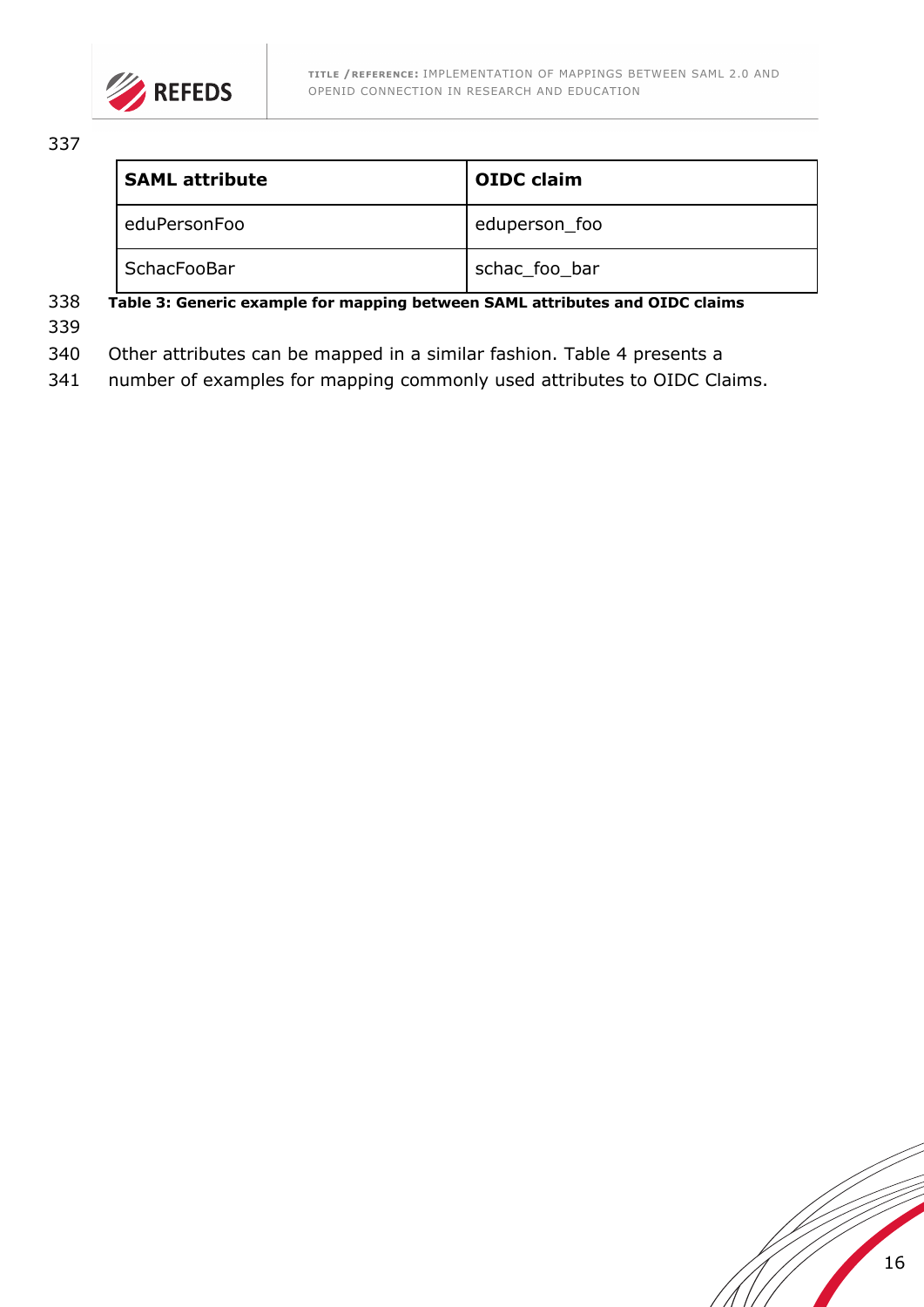| SAML attribute | OIDC claim |
|---|---|
| eduPersonFoo | eduperson_foo |
| SchacFooBar | schac_foo_bar |

**Table 3: Generic example for mapping between SAML attributes and OIDC claims**

Other attributes can be mapped in a similar fashion. Table 4 presents a number of examples for mapping commonly used attributes to OIDC Claims.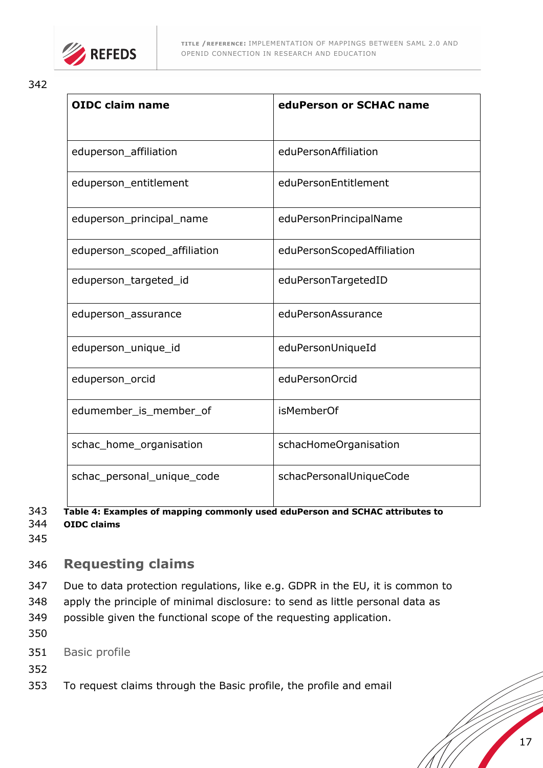| OIDC claim name | eduPerson or SCHAC name |
|---|---|
| eduperson_affiliation | eduPersonAffiliation |
| eduperson_entitlement | eduPersonEntitlement |
| eduperson_principal_name | eduPersonPrincipalName |
| eduperson_scoped_affiliation | eduPersonScopedAffiliation |
| eduperson_targeted_id | eduPersonTargetedID |
| eduperson_assurance | eduPersonAssurance |
| eduperson_unique_id | eduPersonUniqueId |
| eduperson_orcid | eduPersonOrcid |
| edumember_is_member_of | isMemberOf |
| schac_home_organisation | schacHomeOrganisation |
| schac_personal_unique_code | schacPersonalUniqueCode |

**Table 4: Examples of mapping commonly used eduPerson and SCHAC attributes to OIDC claims**

## Requesting claims

Due to data protection regulations, like e.g. GDPR in the EU, it is common to apply the principle of minimal disclosure: to send as little personal data as possible given the functional scope of the requesting application.

### Basic profile

To request claims through the Basic profile, the profile and email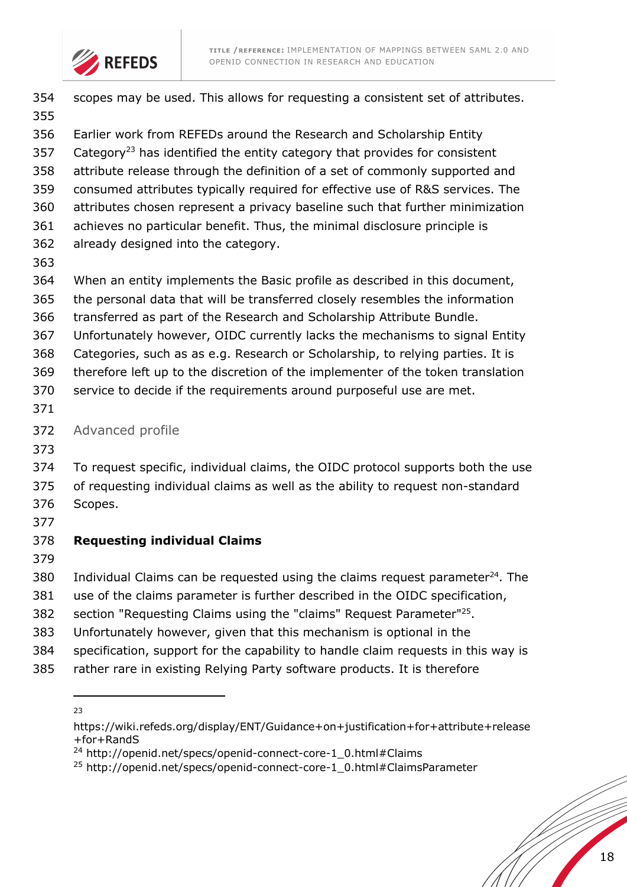scopes may be used. This allows for requesting a consistent set of attributes.

Earlier work from REFEDs around the Research and Scholarship Entity Category[23] has identified the entity category that provides for consistent attribute release through the definition of a set of commonly supported and consumed attributes typically required for effective use of R&S services. The attributes chosen represent a privacy baseline such that further minimization achieves no particular benefit. Thus, the minimal disclosure principle is already designed into the category.

When an entity implements the Basic profile as described in this document, the personal data that will be transferred closely resembles the information transferred as part of the Research and Scholarship Attribute Bundle. Unfortunately however, OIDC currently lacks the mechanisms to signal Entity Categories, such as as e.g. Research or Scholarship, to relying parties. It is therefore left up to the discretion of the implementer of the token translation service to decide if the requirements around purposeful use are met.

## Advanced profile

To request specific, individual claims, the OIDC protocol supports both the use of requesting individual claims as well as the ability to request non-standard Scopes.

**Requesting individual Claims**

Individual Claims can be requested using the claims request parameter[24]. The use of the claims parameter is further described in the OIDC specification, section "Requesting Claims using the "claims" Request Parameter"[25]. Unfortunately however, given that this mechanism is optional in the specification, support for the capability to handle claim requests in this way is rather rare in existing Relying Party software products. It is therefore

---

[23] https://wiki.refeds.org/display/ENT/Guidance+on+justification+for+attribute+release+for+RandS

[24] http://openid.net/specs/openid-connect-core-1_0.html#Claims

[25] http://openid.net/specs/openid-connect-core-1_0.html#ClaimsParameter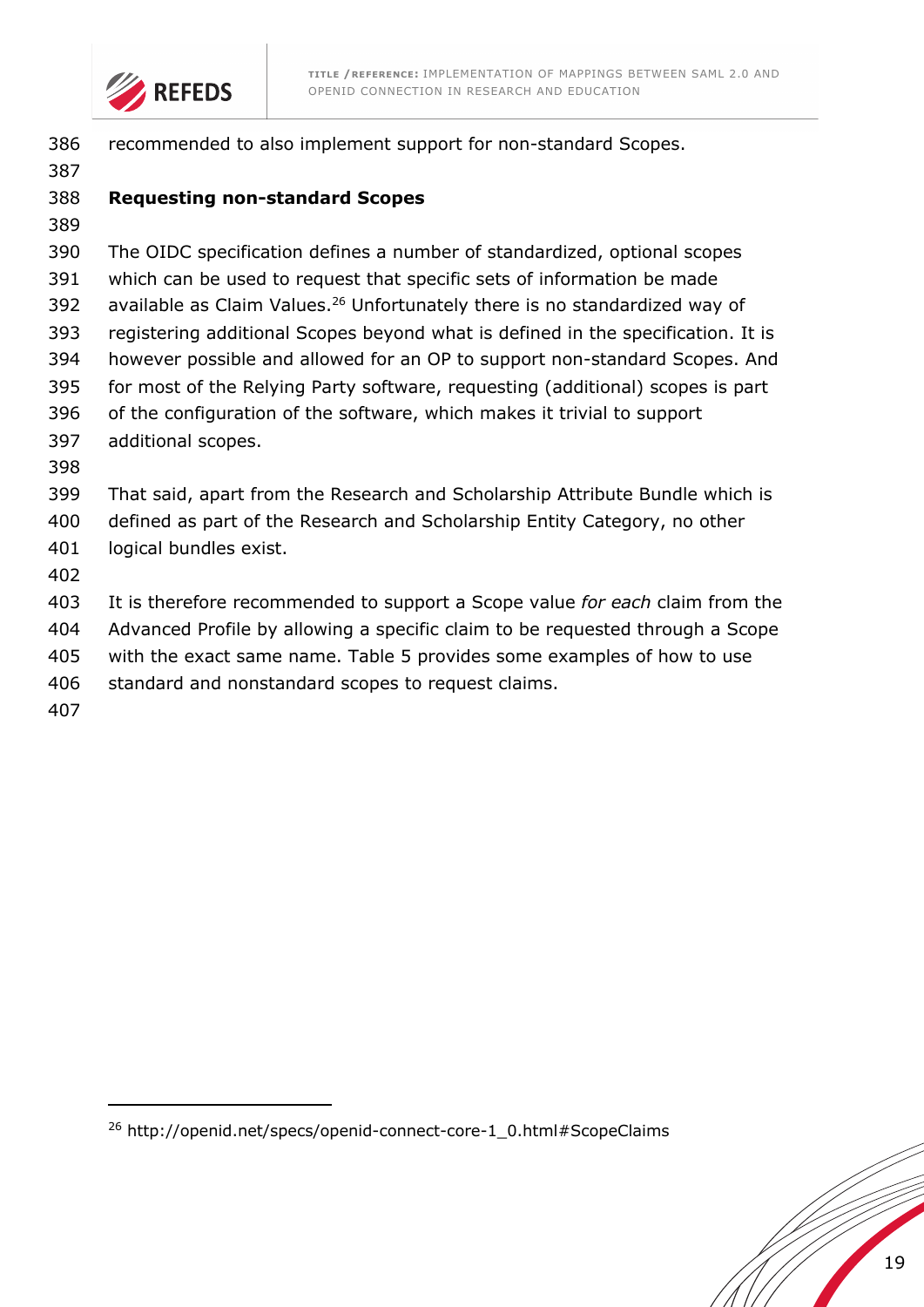recommended to also implement support for non-standard Scopes.

**Requesting non-standard Scopes**

The OIDC specification defines a number of standardized, optional scopes which can be used to request that specific sets of information be made available as Claim Values.[26] Unfortunately there is no standardized way of registering additional Scopes beyond what is defined in the specification. It is however possible and allowed for an OP to support non-standard Scopes. And for most of the Relying Party software, requesting (additional) scopes is part of the configuration of the software, which makes it trivial to support additional scopes.

That said, apart from the Research and Scholarship Attribute Bundle which is defined as part of the Research and Scholarship Entity Category, no other logical bundles exist.

It is therefore recommended to support a Scope value *for each* claim from the Advanced Profile by allowing a specific claim to be requested through a Scope with the exact same name. Table 5 provides some examples of how to use standard and nonstandard scopes to request claims.

---

[26] http://openid.net/specs/openid-connect-core-1_0.html#ScopeClaims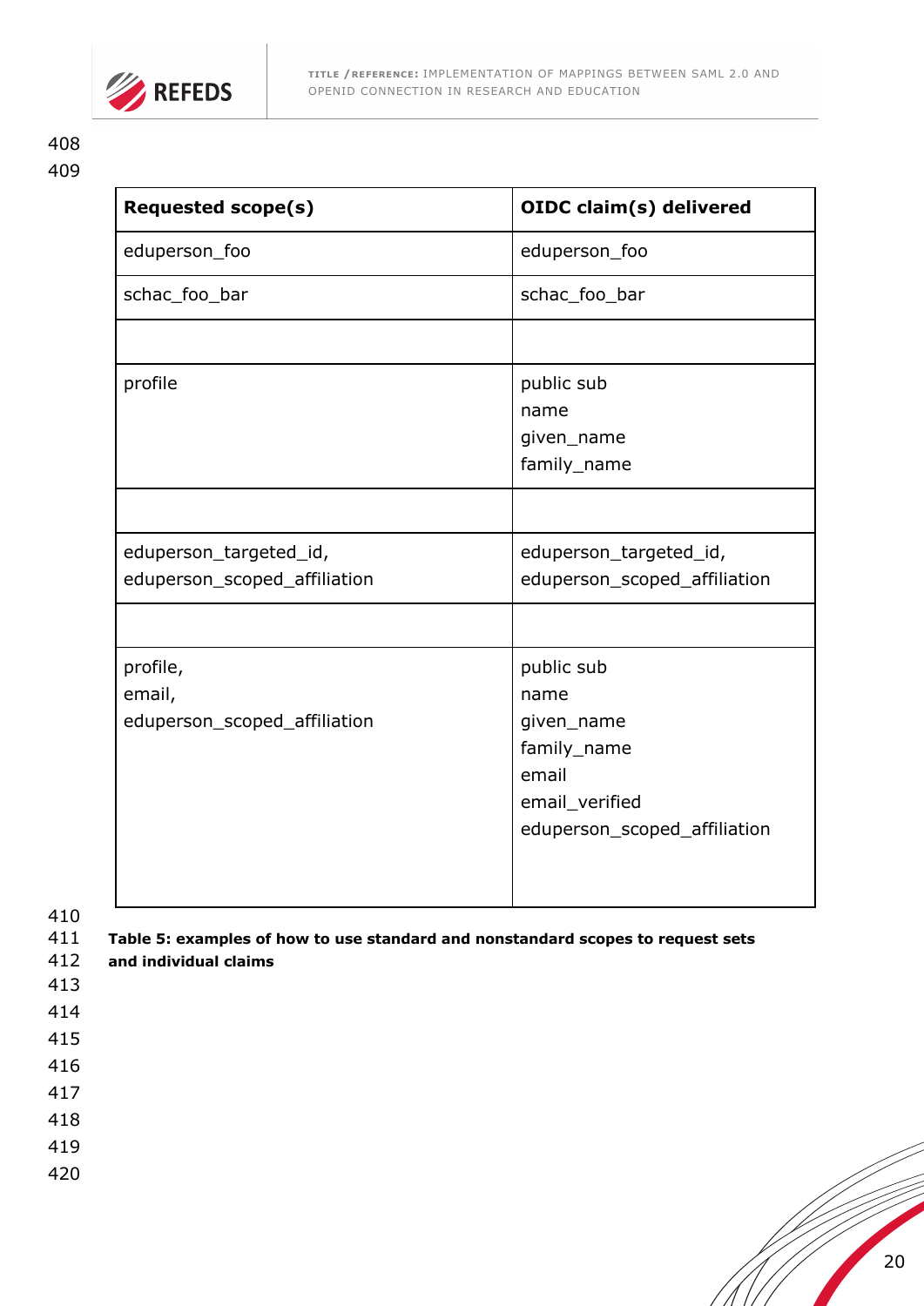| Requested scope(s) | OIDC claim(s) delivered |
|---|---|
| eduperson_foo | eduperson_foo |
| schac_foo_bar | schac_foo_bar |
| | |
| profile | public sub<br>name<br>given_name<br>family_name |
| | |
| eduperson_targeted_id,<br>eduperson_scoped_affiliation | eduperson_targeted_id,<br>eduperson_scoped_affiliation |
| | |
| profile,<br>email,<br>eduperson_scoped_affiliation | public sub<br>name<br>given_name<br>family_name<br>email<br>email_verified<br>eduperson_scoped_affiliation |

**Table 5: examples of how to use standard and nonstandard scopes to request sets and individual claims**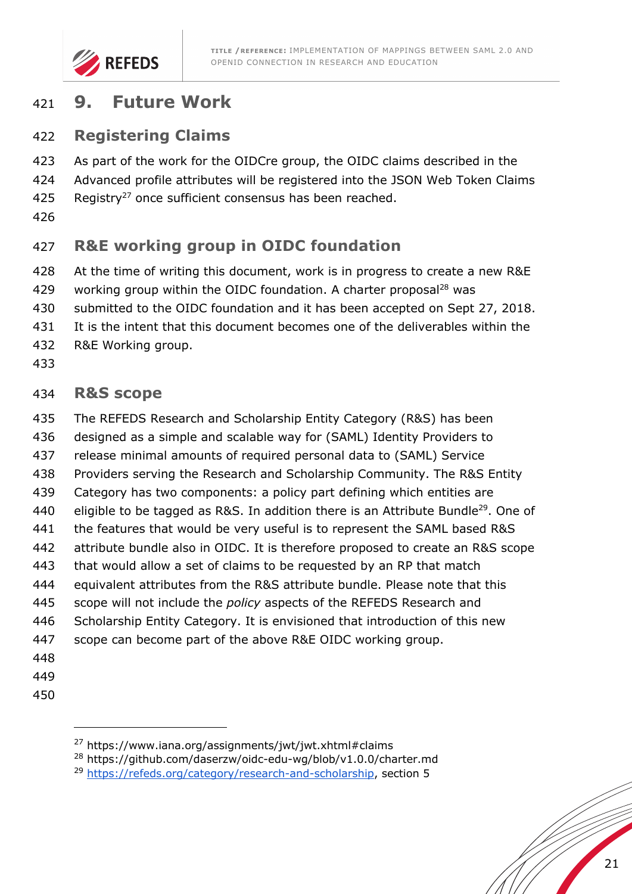# 9. Future Work

## Registering Claims

As part of the work for the OIDCre group, the OIDC claims described in the Advanced profile attributes will be registered into the JSON Web Token Claims Registry[27] once sufficient consensus has been reached.

## R&E working group in OIDC foundation

At the time of writing this document, work is in progress to create a new R&E working group within the OIDC foundation. A charter proposal[28] was submitted to the OIDC foundation and it has been accepted on Sept 27, 2018. It is the intent that this document becomes one of the deliverables within the R&E Working group.

## R&S scope

The REFEDS Research and Scholarship Entity Category (R&S) has been designed as a simple and scalable way for (SAML) Identity Providers to release minimal amounts of required personal data to (SAML) Service Providers serving the Research and Scholarship Community. The R&S Entity Category has two components: a policy part defining which entities are eligible to be tagged as R&S. In addition there is an Attribute Bundle[29]. One of the features that would be very useful is to represent the SAML based R&S attribute bundle also in OIDC. It is therefore proposed to create an R&S scope that would allow a set of claims to be requested by an RP that match equivalent attributes from the R&S attribute bundle. Please note that this scope will not include the *policy* aspects of the REFEDS Research and Scholarship Entity Category. It is envisioned that introduction of this new scope can become part of the above R&E OIDC working group.

---

[27] https://www.iana.org/assignments/jwt/jwt.xhtml#claims

[28] https://github.com/daserzw/oidc-edu-wg/blob/v1.0.0/charter.md

[29] https://refeds.org/category/research-and-scholarship, section 5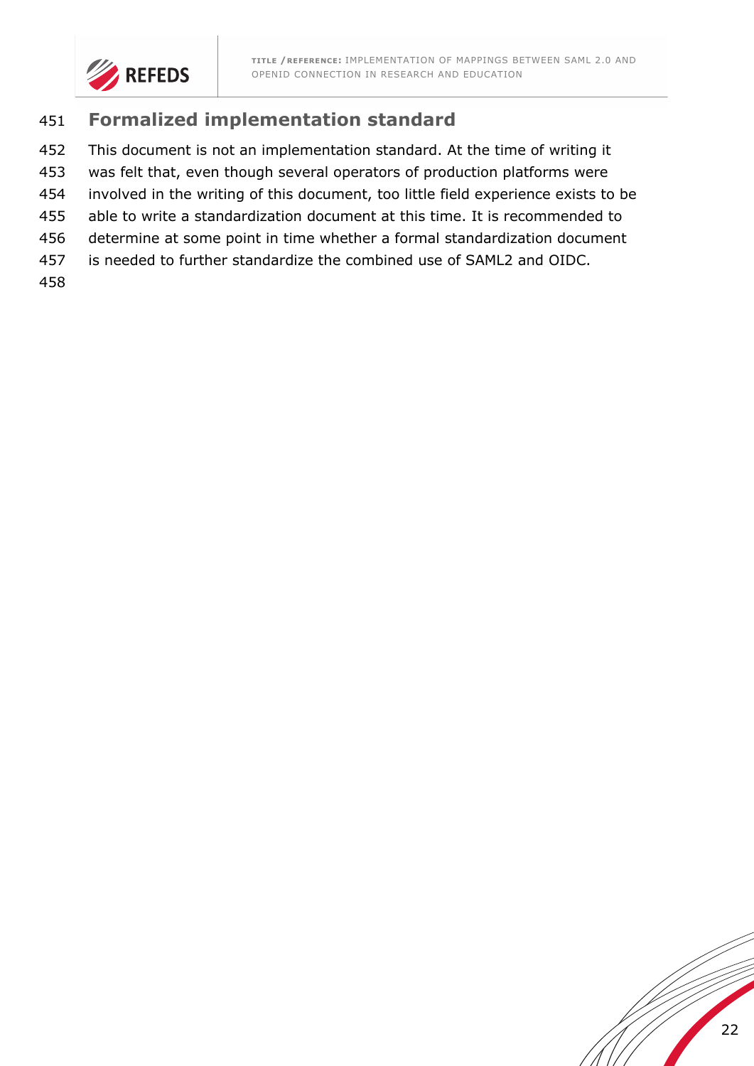## Formalized implementation standard

This document is not an implementation standard. At the time of writing it was felt that, even though several operators of production platforms were involved in the writing of this document, too little field experience exists to be able to write a standardization document at this time. It is recommended to determine at some point in time whether a formal standardization document is needed to further standardize the combined use of SAML2 and OIDC.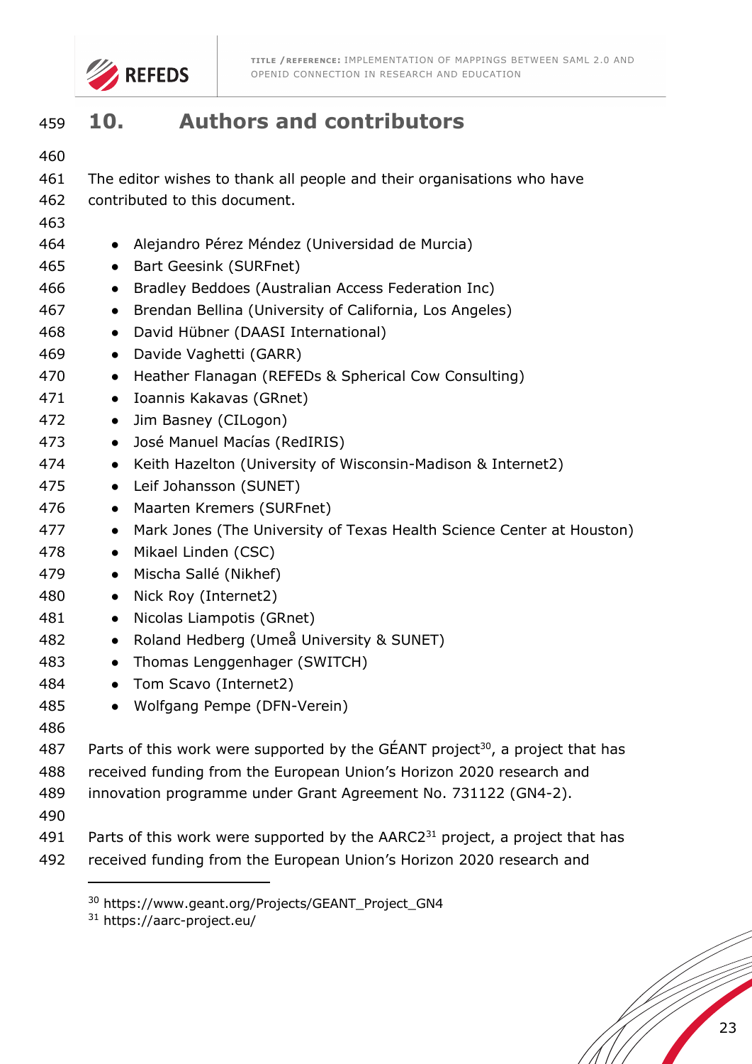# 10. Authors and contributors

The editor wishes to thank all people and their organisations who have contributed to this document.

- Alejandro Pérez Méndez (Universidad de Murcia)
- Bart Geesink (SURFnet)
- Bradley Beddoes (Australian Access Federation Inc)
- Brendan Bellina (University of California, Los Angeles)
- David Hübner (DAASI International)
- Davide Vaghetti (GARR)
- Heather Flanagan (REFEDs & Spherical Cow Consulting)
- Ioannis Kakavas (GRnet)
- Jim Basney (CILogon)
- José Manuel Macías (RedIRIS)
- Keith Hazelton (University of Wisconsin-Madison & Internet2)
- Leif Johansson (SUNET)
- Maarten Kremers (SURFnet)
- Mark Jones (The University of Texas Health Science Center at Houston)
- Mikael Linden (CSC)
- Mischa Sallé (Nikhef)
- Nick Roy (Internet2)
- Nicolas Liampotis (GRnet)
- Roland Hedberg (Umeå University & SUNET)
- Thomas Lenggenhager (SWITCH)
- Tom Scavo (Internet2)
- Wolfgang Pempe (DFN-Verein)

Parts of this work were supported by the GÉANT project[30], a project that has received funding from the European Union's Horizon 2020 research and innovation programme under Grant Agreement No. 731122 (GN4-2).

Parts of this work were supported by the AARC2[31] project, a project that has received funding from the European Union's Horizon 2020 research and

[30] https://www.geant.org/Projects/GEANT_Project_GN4

[31] https://aarc-project.eu/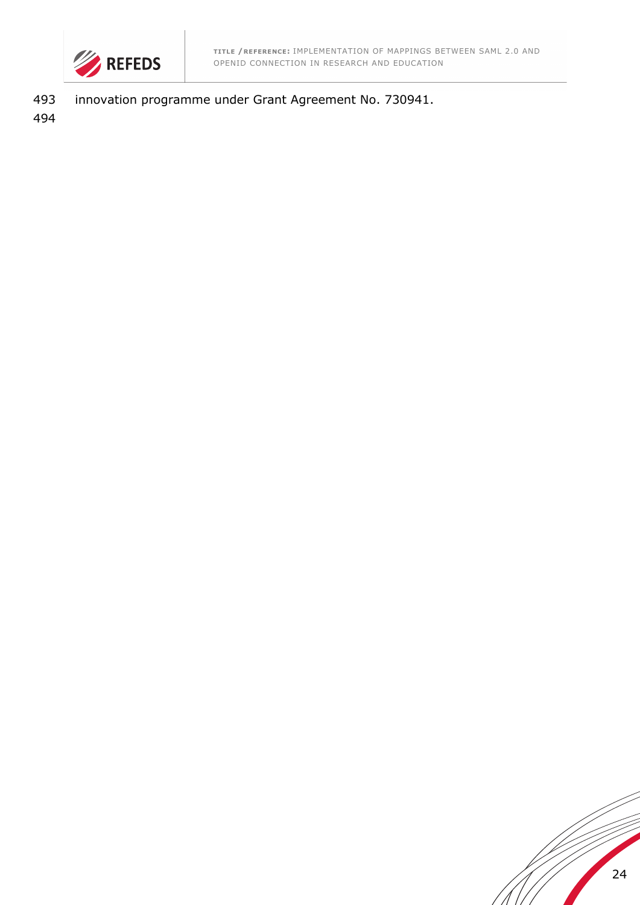innovation programme under Grant Agreement No. 730941.